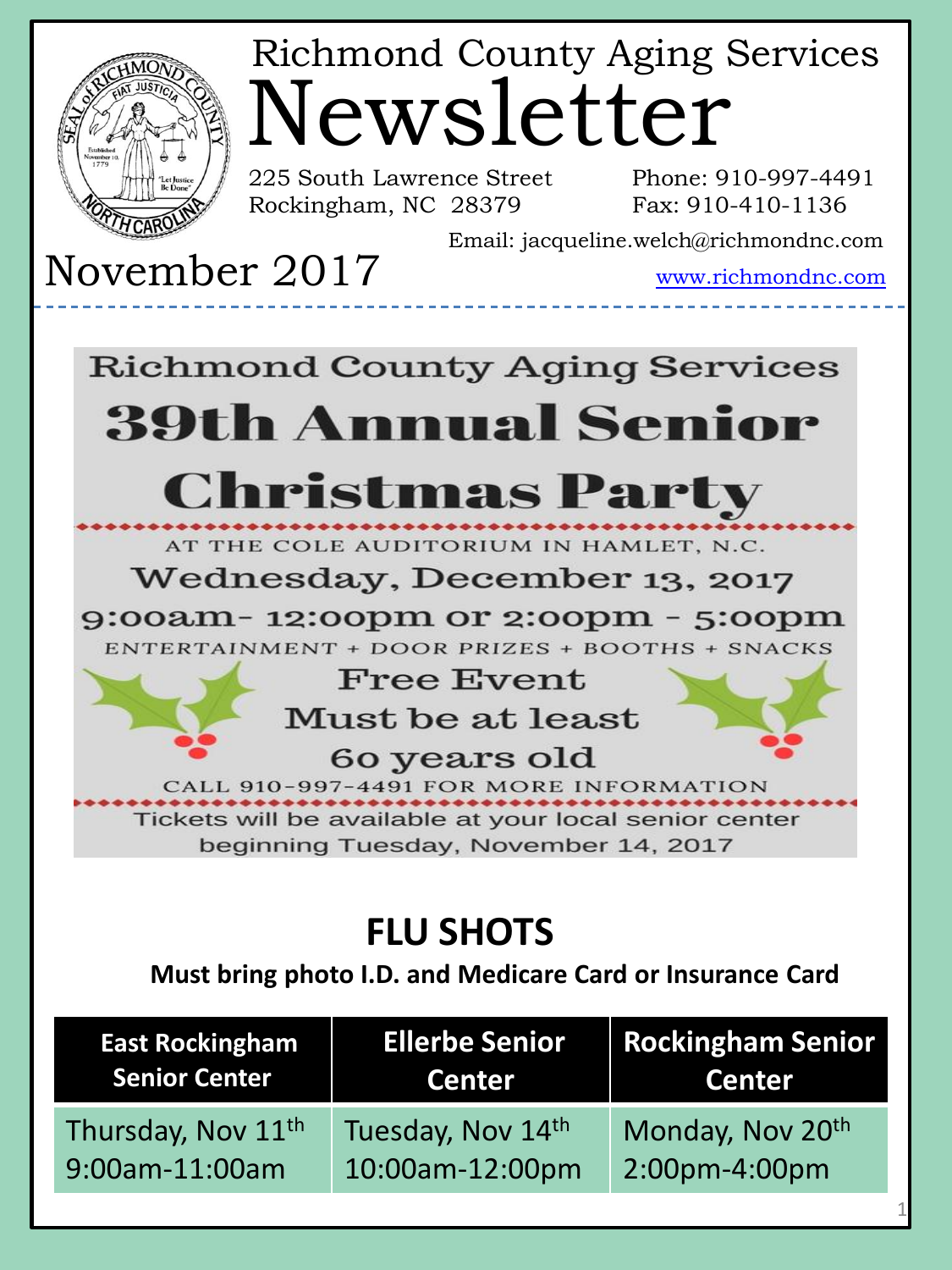# Richmond County Aging Services Newsletter

225 South Lawrence Street
Rockingham, NC 28379

Phone: 910-997-4491
Fax: 910-410-1136

Email: jacqueline.welch@richmondnc.com

[www.richmondnc.com](http://www.richmondnc.com)

## November 2017

---

Richmond County Aging Services

## 39th Annual Senior Christmas Party

AT THE COLE AUDITORIUM IN HAMLET, N.C.

**Wednesday, December 13, 2017**

**9:00am- 12:00pm or 2:00pm - 5:00pm**

ENTERTAINMENT + DOOR PRIZES + BOOTHS + SNACKS

**Free Event**

**Must be at least 60 years old**

CALL 910-997-4491 FOR MORE INFORMATION

Tickets will be available at your local senior center beginning Tuesday, November 14, 2017

## FLU SHOTS

**Must bring photo I.D. and Medicare Card or Insurance Card**

| East Rockingham Senior Center | Ellerbe Senior Center | Rockingham Senior Center |
|---|---|---|
| Thursday, Nov 11th 9:00am-11:00am | Tuesday, Nov 14th 10:00am-12:00pm | Monday, Nov 20th 2:00pm-4:00pm |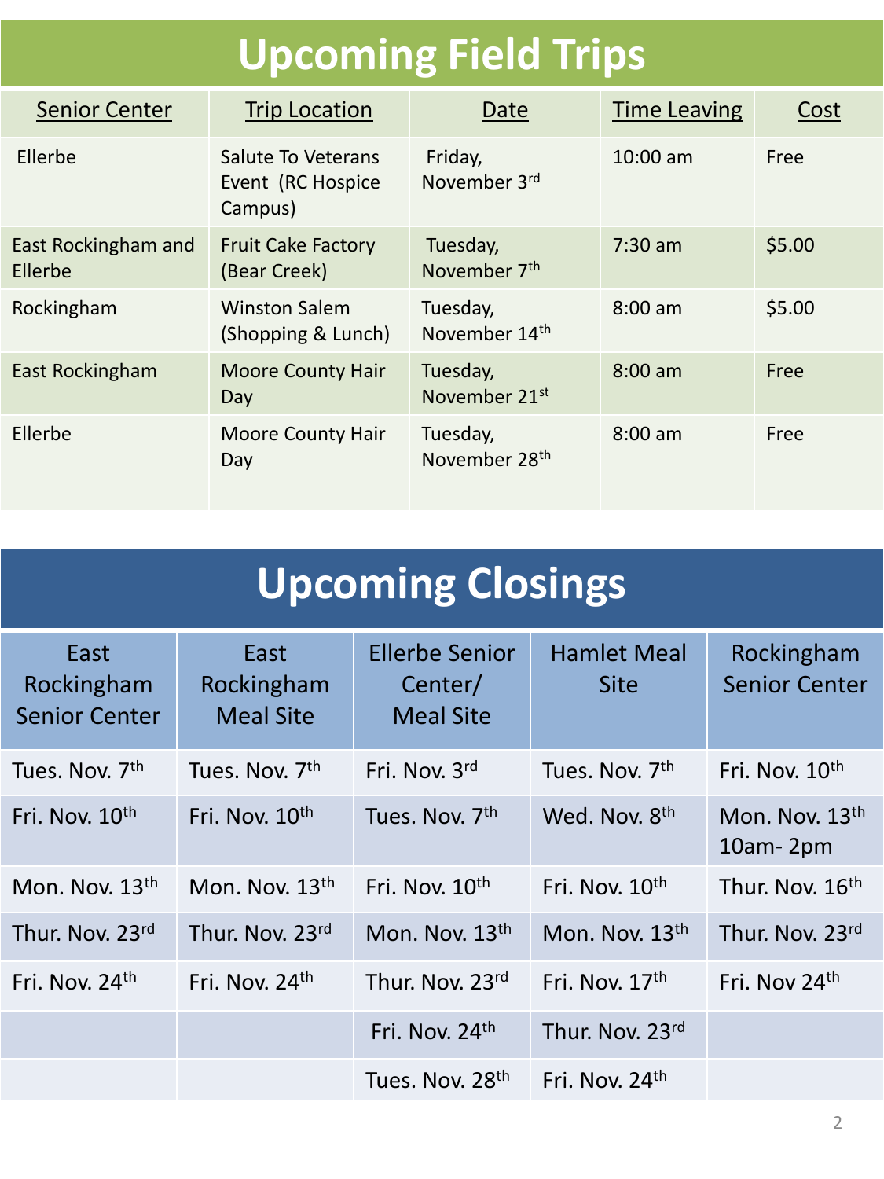# Upcoming Field Trips

| Senior Center | Trip Location | Date | Time Leaving | Cost |
|---|---|---|---|---|
| Ellerbe | Salute To Veterans Event (RC Hospice Campus) | Friday, November 3rd | 10:00 am | Free |
| East Rockingham and Ellerbe | Fruit Cake Factory (Bear Creek) | Tuesday, November 7th | 7:30 am | $5.00 |
| Rockingham | Winston Salem (Shopping & Lunch) | Tuesday, November 14th | 8:00 am | $5.00 |
| East Rockingham | Moore County Hair Day | Tuesday, November 21st | 8:00 am | Free |
| Ellerbe | Moore County Hair Day | Tuesday, November 28th | 8:00 am | Free |

# Upcoming Closings

| East Rockingham Senior Center | East Rockingham Meal Site | Ellerbe Senior Center/ Meal Site | Hamlet Meal Site | Rockingham Senior Center |
|---|---|---|---|---|
| Tues. Nov. 7th | Tues. Nov. 7th | Fri. Nov. 3rd | Tues. Nov. 7th | Fri. Nov. 10th |
| Fri. Nov. 10th | Fri. Nov. 10th | Tues. Nov. 7th | Wed. Nov. 8th | Mon. Nov. 13th 10am- 2pm |
| Mon. Nov. 13th | Mon. Nov. 13th | Fri. Nov. 10th | Fri. Nov. 10th | Thur. Nov. 16th |
| Thur. Nov. 23rd | Thur. Nov. 23rd | Mon. Nov. 13th | Mon. Nov. 13th | Thur. Nov. 23rd |
| Fri. Nov. 24th | Fri. Nov. 24th | Thur. Nov. 23rd | Fri. Nov. 17th | Fri. Nov 24th |
| | | Fri. Nov. 24th | Thur. Nov. 23rd | |
| | | Tues. Nov. 28th | Fri. Nov. 24th | |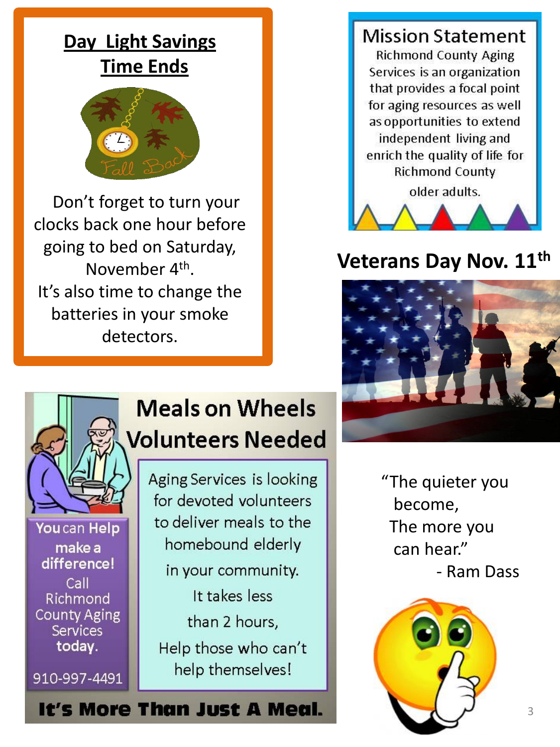## Day Light Savings Time Ends

Fall Back

Don't forget to turn your clocks back one hour before going to bed on Saturday, November 4th.
It's also time to change the batteries in your smoke detectors.

## Mission Statement

Richmond County Aging Services is an organization that provides a focal point for aging resources as well as opportunities to extend independent living and enrich the quality of life for Richmond County older adults.

## Veterans Day Nov. 11th

## Meals on Wheels Volunteers Needed

**You can Help make a difference!** Call Richmond County Aging Services **today.**

910-997-4491

Aging Services is looking for devoted volunteers to deliver meals to the homebound elderly in your community.

It takes less than 2 hours,

Help those who can't help themselves!

**It's More Than Just A Meal.**

"The quieter you become,
The more you can hear."

- Ram Dass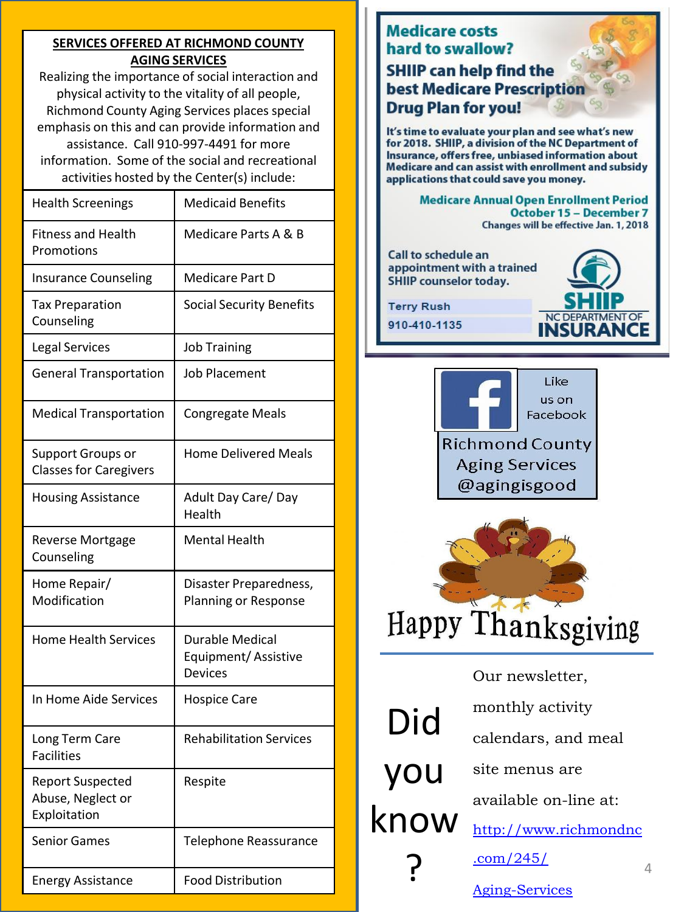## SERVICES OFFERED AT RICHMOND COUNTY AGING SERVICES

Realizing the importance of social interaction and physical activity to the vitality of all people, Richmond County Aging Services places special emphasis on this and can provide information and assistance. Call 910-997-4491 for more information. Some of the social and recreational activities hosted by the Center(s) include:

| | |
|---|---|
| Health Screenings | Medicaid Benefits |
| Fitness and Health Promotions | Medicare Parts A & B |
| Insurance Counseling | Medicare Part D |
| Tax Preparation Counseling | Social Security Benefits |
| Legal Services | Job Training |
| General Transportation | Job Placement |
| Medical Transportation | Congregate Meals |
| Support Groups or Classes for Caregivers | Home Delivered Meals |
| Housing Assistance | Adult Day Care/ Day Health |
| Reverse Mortgage Counseling | Mental Health |
| Home Repair/ Modification | Disaster Preparedness, Planning or Response |
| Home Health Services | Durable Medical Equipment/ Assistive Devices |
| In Home Aide Services | Hospice Care |
| Long Term Care Facilities | Rehabilitation Services |
| Report Suspected Abuse, Neglect or Exploitation | Respite |
| Senior Games | Telephone Reassurance |
| Energy Assistance | Food Distribution |

## Medicare costs hard to swallow?

### SHIIP can help find the best Medicare Prescription Drug Plan for you!

It's time to evaluate your plan and see what's new for 2018. SHIIP, a division of the NC Department of Insurance, offers free, unbiased information about Medicare and can assist with enrollment and subsidy applications that could save you money.

**Medicare Annual Open Enrollment Period**
**October 15 – December 7**
Changes will be effective Jan. 1, 2018

Call to schedule an appointment with a trained SHIIP counselor today.

Terry Rush
910-410-1135

SHIIP
NC DEPARTMENT OF INSURANCE

Like us on Facebook
Richmond County Aging Services
@agingisgood

Happy Thanksgiving

## Did you know?

Our newsletter, monthly activity calendars, and meal site menus are available on-line at: http://www.richmondnc.com/245/Aging-Services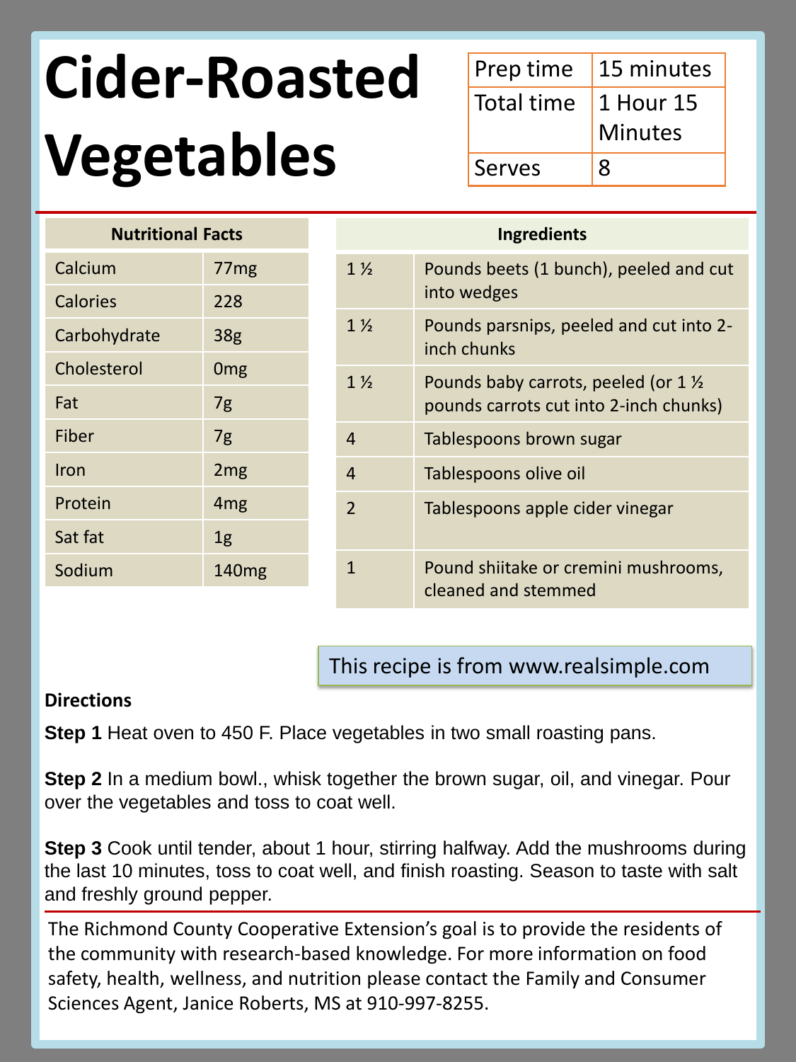# Cider-Roasted Vegetables

| | |
|---|---|
| Prep time | 15 minutes |
| Total time | 1 Hour 15 Minutes |
| Serves | 8 |

| Nutritional Facts | |
|---|---|
| Calcium | 77mg |
| Calories | 228 |
| Carbohydrate | 38g |
| Cholesterol | 0mg |
| Fat | 7g |
| Fiber | 7g |
| Iron | 2mg |
| Protein | 4mg |
| Sat fat | 1g |
| Sodium | 140mg |

| Ingredients | |
|---|---|
| 1 ½ | Pounds beets (1 bunch), peeled and cut into wedges |
| 1 ½ | Pounds parsnips, peeled and cut into 2-inch chunks |
| 1 ½ | Pounds baby carrots, peeled (or 1 ½ pounds carrots cut into 2-inch chunks) |
| 4 | Tablespoons brown sugar |
| 4 | Tablespoons olive oil |
| 2 | Tablespoons apple cider vinegar |
| 1 | Pound shiitake or cremini mushrooms, cleaned and stemmed |

This recipe is from www.realsimple.com

**Directions**

**Step 1** Heat oven to 450 F. Place vegetables in two small roasting pans.

**Step 2** In a medium bowl., whisk together the brown sugar, oil, and vinegar. Pour over the vegetables and toss to coat well.

**Step 3** Cook until tender, about 1 hour, stirring halfway. Add the mushrooms during the last 10 minutes, toss to coat well, and finish roasting. Season to taste with salt and freshly ground pepper.

The Richmond County Cooperative Extension's goal is to provide the residents of the community with research-based knowledge. For more information on food safety, health, wellness, and nutrition please contact the Family and Consumer Sciences Agent, Janice Roberts, MS at 910-997-8255.